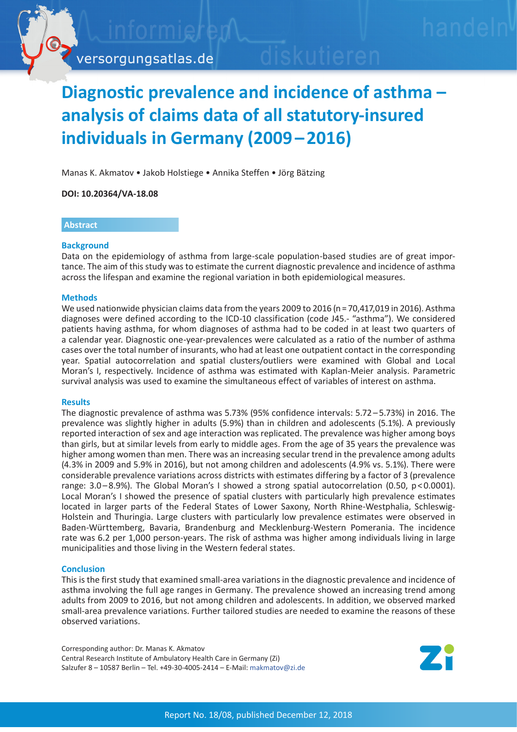# Diagnostic prevalence and incidence of asthma – analysis of claims data of all statutory-insured individuals in Germany (2009 – 2016)

Manas K. Akmatov • Jakob Holstiege • Annika Steffen • Jörg Bätzing

**DOI: 10.20364/VA-18.08**

## Abstract

### Background

Data on the epidemiology of asthma from large-scale population-based studies are of great importance. The aim of this study was to estimate the current diagnostic prevalence and incidence of asthma across the lifespan and examine the regional variation in both epidemiological measures.

### Methods

We used nationwide physician claims data from the years 2009 to 2016 (n = 70,417,019 in 2016). Asthma diagnoses were defined according to the ICD-10 classification (code J45.- "asthma"). We considered patients having asthma, for whom diagnoses of asthma had to be coded in at least two quarters of a calendar year. Diagnostic one-year-prevalences were calculated as a ratio of the number of asthma cases over the total number of insurants, who had at least one outpatient contact in the corresponding year. Spatial autocorrelation and spatial clusters/outliers were examined with Global and Local Moran's I, respectively. Incidence of asthma was estimated with Kaplan-Meier analysis. Parametric survival analysis was used to examine the simultaneous effect of variables of interest on asthma.

### Results

The diagnostic prevalence of asthma was 5.73% (95% confidence intervals: 5.72 – 5.73%) in 2016. The prevalence was slightly higher in adults (5.9%) than in children and adolescents (5.1%). A previously reported interaction of sex and age interaction was replicated. The prevalence was higher among boys than girls, but at similar levels from early to middle ages. From the age of 35 years the prevalence was higher among women than men. There was an increasing secular trend in the prevalence among adults (4.3% in 2009 and 5.9% in 2016), but not among children and adolescents (4.9% vs. 5.1%). There were considerable prevalence variations across districts with estimates differing by a factor of 3 (prevalence range: 3.0 – 8.9%). The Global Moran's I showed a strong spatial autocorrelation (0.50, $p < 0.0001$). Local Moran's I showed the presence of spatial clusters with particularly high prevalence estimates located in larger parts of the Federal States of Lower Saxony, North Rhine-Westphalia, Schleswig-Holstein and Thuringia. Large clusters with particularly low prevalence estimates were observed in Baden-Württemberg, Bavaria, Brandenburg and Mecklenburg-Western Pomerania. The incidence rate was 6.2 per 1,000 person-years. The risk of asthma was higher among individuals living in large municipalities and those living in the Western federal states.

### Conclusion

This is the first study that examined small-area variations in the diagnostic prevalence and incidence of asthma involving the full age ranges in Germany. The prevalence showed an increasing trend among adults from 2009 to 2016, but not among children and adolescents. In addition, we observed marked small-area prevalence variations. Further tailored studies are needed to examine the reasons of these observed variations.

Corresponding author: Dr. Manas K. Akmatov
Central Research Institute of Ambulatory Health Care in Germany (Zi)
Salzufer 8 – 10587 Berlin – Tel. +49-30-4005-2414 – E-Mail: makmatov@zi.de

Report No. 18/08, published December 12, 2018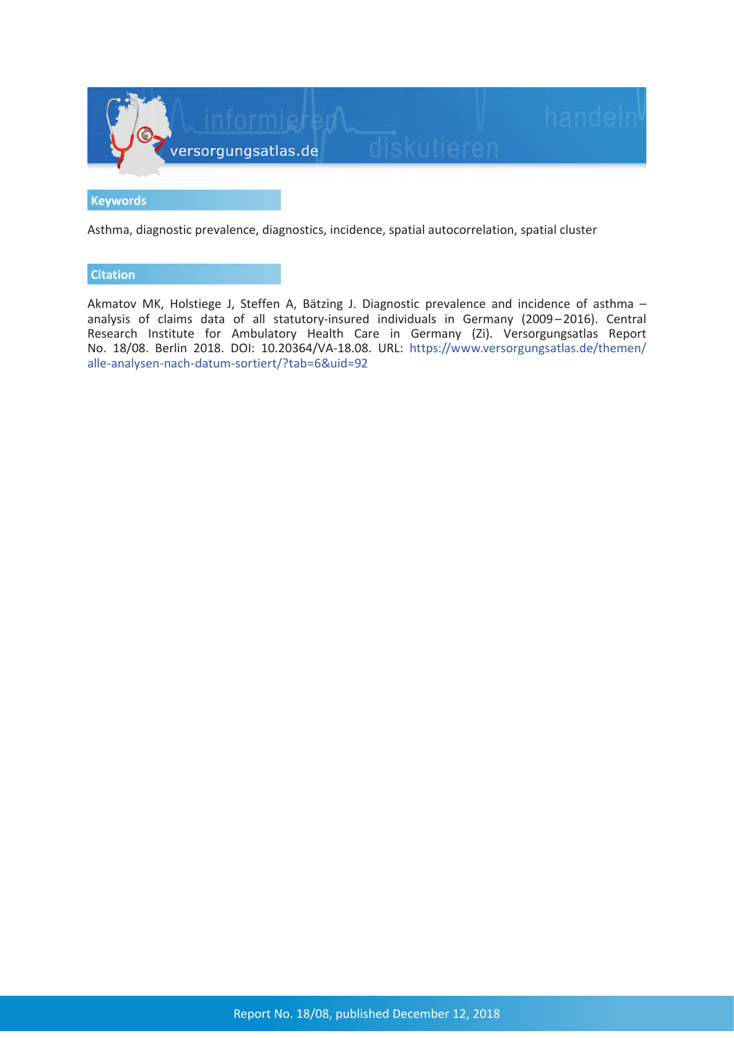## Keywords

Asthma, diagnostic prevalence, diagnostics, incidence, spatial autocorrelation, spatial cluster

## Citation

Akmatov MK, Holstiege J, Steffen A, Bätzing J. Diagnostic prevalence and incidence of asthma – analysis of claims data of all statutory-insured individuals in Germany (2009–2016). Central Research Institute for Ambulatory Health Care in Germany (Zi). Versorgungsatlas Report No. 18/08. Berlin 2018. DOI: 10.20364/VA-18.08. URL: https://www.versorgungsatlas.de/themen/alle-analysen-nach-datum-sortiert/?tab=6&uid=92

Report No. 18/08, published December 12, 2018